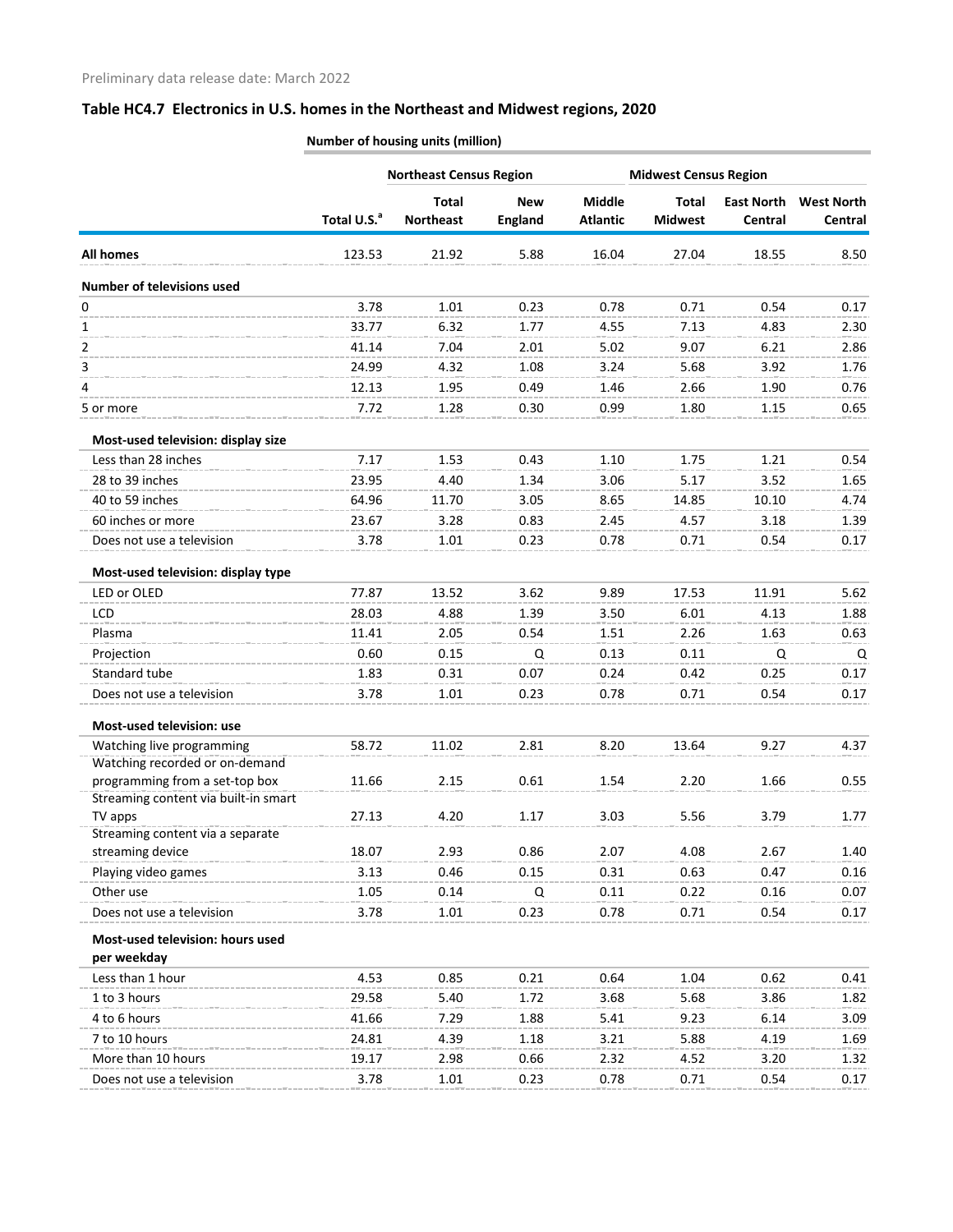Preliminary data release date: March 2022

## Table HC4.7 Electronics in U.S. homes in the Northeast and Midwest regions, 2020

| | Number of housing units (million) | | | | | | |
|---|---|---|---|---|---|---|---|
| | | Northeast Census Region | | | Midwest Census Region | | |
| | Total U.S.[a] | Total Northeast | New England | Middle Atlantic | Total Midwest | East North Central | West North Central |
| **All homes** | 123.53 | 21.92 | 5.88 | 16.04 | 27.04 | 18.55 | 8.50 |
| **Number of televisions used** | | | | | | | |
| 0 | 3.78 | 1.01 | 0.23 | 0.78 | 0.71 | 0.54 | 0.17 |
| 1 | 33.77 | 6.32 | 1.77 | 4.55 | 7.13 | 4.83 | 2.30 |
| 2 | 41.14 | 7.04 | 2.01 | 5.02 | 9.07 | 6.21 | 2.86 |
| 3 | 24.99 | 4.32 | 1.08 | 3.24 | 5.68 | 3.92 | 1.76 |
| 4 | 12.13 | 1.95 | 0.49 | 1.46 | 2.66 | 1.90 | 0.76 |
| 5 or more | 7.72 | 1.28 | 0.30 | 0.99 | 1.80 | 1.15 | 0.65 |
| **Most-used television: display size** | | | | | | | |
| Less than 28 inches | 7.17 | 1.53 | 0.43 | 1.10 | 1.75 | 1.21 | 0.54 |
| 28 to 39 inches | 23.95 | 4.40 | 1.34 | 3.06 | 5.17 | 3.52 | 1.65 |
| 40 to 59 inches | 64.96 | 11.70 | 3.05 | 8.65 | 14.85 | 10.10 | 4.74 |
| 60 inches or more | 23.67 | 3.28 | 0.83 | 2.45 | 4.57 | 3.18 | 1.39 |
| Does not use a television | 3.78 | 1.01 | 0.23 | 0.78 | 0.71 | 0.54 | 0.17 |
| **Most-used television: display type** | | | | | | | |
| LED or OLED | 77.87 | 13.52 | 3.62 | 9.89 | 17.53 | 11.91 | 5.62 |
| LCD | 28.03 | 4.88 | 1.39 | 3.50 | 6.01 | 4.13 | 1.88 |
| Plasma | 11.41 | 2.05 | 0.54 | 1.51 | 2.26 | 1.63 | 0.63 |
| Projection | 0.60 | 0.15 | Q | 0.13 | 0.11 | Q | Q |
| Standard tube | 1.83 | 0.31 | 0.07 | 0.24 | 0.42 | 0.25 | 0.17 |
| Does not use a television | 3.78 | 1.01 | 0.23 | 0.78 | 0.71 | 0.54 | 0.17 |
| **Most-used television: use** | | | | | | | |
| Watching live programming | 58.72 | 11.02 | 2.81 | 8.20 | 13.64 | 9.27 | 4.37 |
| Watching recorded or on-demand programming from a set-top box | 11.66 | 2.15 | 0.61 | 1.54 | 2.20 | 1.66 | 0.55 |
| Streaming content via built-in smart TV apps | 27.13 | 4.20 | 1.17 | 3.03 | 5.56 | 3.79 | 1.77 |
| Streaming content via a separate streaming device | 18.07 | 2.93 | 0.86 | 2.07 | 4.08 | 2.67 | 1.40 |
| Playing video games | 3.13 | 0.46 | 0.15 | 0.31 | 0.63 | 0.47 | 0.16 |
| Other use | 1.05 | 0.14 | Q | 0.11 | 0.22 | 0.16 | 0.07 |
| Does not use a television | 3.78 | 1.01 | 0.23 | 0.78 | 0.71 | 0.54 | 0.17 |
| **Most-used television: hours used per weekday** | | | | | | | |
| Less than 1 hour | 4.53 | 0.85 | 0.21 | 0.64 | 1.04 | 0.62 | 0.41 |
| 1 to 3 hours | 29.58 | 5.40 | 1.72 | 3.68 | 5.68 | 3.86 | 1.82 |
| 4 to 6 hours | 41.66 | 7.29 | 1.88 | 5.41 | 9.23 | 6.14 | 3.09 |
| 7 to 10 hours | 24.81 | 4.39 | 1.18 | 3.21 | 5.88 | 4.19 | 1.69 |
| More than 10 hours | 19.17 | 2.98 | 0.66 | 2.32 | 4.52 | 3.20 | 1.32 |
| Does not use a television | 3.78 | 1.01 | 0.23 | 0.78 | 0.71 | 0.54 | 0.17 |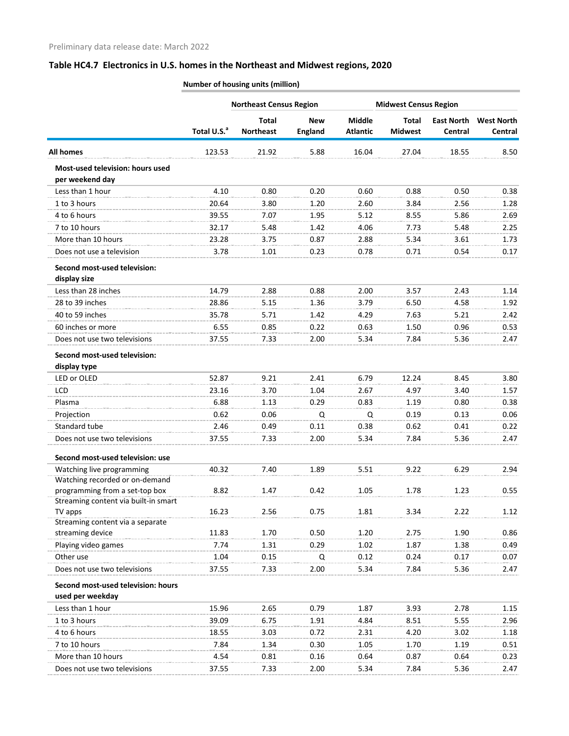Preliminary data release date: March 2022

## Table HC4.7 Electronics in U.S. homes in the Northeast and Midwest regions, 2020

| | Number of housing units (million) | | | | | | |
|---|---|---|---|---|---|---|---|
| | | Northeast Census Region | | | Midwest Census Region | | |
| | Total U.S.[a] | Total Northeast | New England | Middle Atlantic | Total Midwest | East North Central | West North Central |
| **All homes** | 123.53 | 21.92 | 5.88 | 16.04 | 27.04 | 18.55 | 8.50 |
| **Most-used television: hours used per weekend day** | | | | | | | |
| Less than 1 hour | 4.10 | 0.80 | 0.20 | 0.60 | 0.88 | 0.50 | 0.38 |
| 1 to 3 hours | 20.64 | 3.80 | 1.20 | 2.60 | 3.84 | 2.56 | 1.28 |
| 4 to 6 hours | 39.55 | 7.07 | 1.95 | 5.12 | 8.55 | 5.86 | 2.69 |
| 7 to 10 hours | 32.17 | 5.48 | 1.42 | 4.06 | 7.73 | 5.48 | 2.25 |
| More than 10 hours | 23.28 | 3.75 | 0.87 | 2.88 | 5.34 | 3.61 | 1.73 |
| Does not use a television | 3.78 | 1.01 | 0.23 | 0.78 | 0.71 | 0.54 | 0.17 |
| **Second most-used television: display size** | | | | | | | |
| Less than 28 inches | 14.79 | 2.88 | 0.88 | 2.00 | 3.57 | 2.43 | 1.14 |
| 28 to 39 inches | 28.86 | 5.15 | 1.36 | 3.79 | 6.50 | 4.58 | 1.92 |
| 40 to 59 inches | 35.78 | 5.71 | 1.42 | 4.29 | 7.63 | 5.21 | 2.42 |
| 60 inches or more | 6.55 | 0.85 | 0.22 | 0.63 | 1.50 | 0.96 | 0.53 |
| Does not use two televisions | 37.55 | 7.33 | 2.00 | 5.34 | 7.84 | 5.36 | 2.47 |
| **Second most-used television: display type** | | | | | | | |
| LED or OLED | 52.87 | 9.21 | 2.41 | 6.79 | 12.24 | 8.45 | 3.80 |
| LCD | 23.16 | 3.70 | 1.04 | 2.67 | 4.97 | 3.40 | 1.57 |
| Plasma | 6.88 | 1.13 | 0.29 | 0.83 | 1.19 | 0.80 | 0.38 |
| Projection | 0.62 | 0.06 | Q | Q | 0.19 | 0.13 | 0.06 |
| Standard tube | 2.46 | 0.49 | 0.11 | 0.38 | 0.62 | 0.41 | 0.22 |
| Does not use two televisions | 37.55 | 7.33 | 2.00 | 5.34 | 7.84 | 5.36 | 2.47 |
| **Second most-used television: use** | | | | | | | |
| Watching live programming | 40.32 | 7.40 | 1.89 | 5.51 | 9.22 | 6.29 | 2.94 |
| Watching recorded or on-demand programming from a set-top box | 8.82 | 1.47 | 0.42 | 1.05 | 1.78 | 1.23 | 0.55 |
| Streaming content via built-in smart TV apps | 16.23 | 2.56 | 0.75 | 1.81 | 3.34 | 2.22 | 1.12 |
| Streaming content via a separate streaming device | 11.83 | 1.70 | 0.50 | 1.20 | 2.75 | 1.90 | 0.86 |
| Playing video games | 7.74 | 1.31 | 0.29 | 1.02 | 1.87 | 1.38 | 0.49 |
| Other use | 1.04 | 0.15 | Q | 0.12 | 0.24 | 0.17 | 0.07 |
| Does not use two televisions | 37.55 | 7.33 | 2.00 | 5.34 | 7.84 | 5.36 | 2.47 |
| **Second most-used television: hours used per weekday** | | | | | | | |
| Less than 1 hour | 15.96 | 2.65 | 0.79 | 1.87 | 3.93 | 2.78 | 1.15 |
| 1 to 3 hours | 39.09 | 6.75 | 1.91 | 4.84 | 8.51 | 5.55 | 2.96 |
| 4 to 6 hours | 18.55 | 3.03 | 0.72 | 2.31 | 4.20 | 3.02 | 1.18 |
| 7 to 10 hours | 7.84 | 1.34 | 0.30 | 1.05 | 1.70 | 1.19 | 0.51 |
| More than 10 hours | 4.54 | 0.81 | 0.16 | 0.64 | 0.87 | 0.64 | 0.23 |
| Does not use two televisions | 37.55 | 7.33 | 2.00 | 5.34 | 7.84 | 5.36 | 2.47 |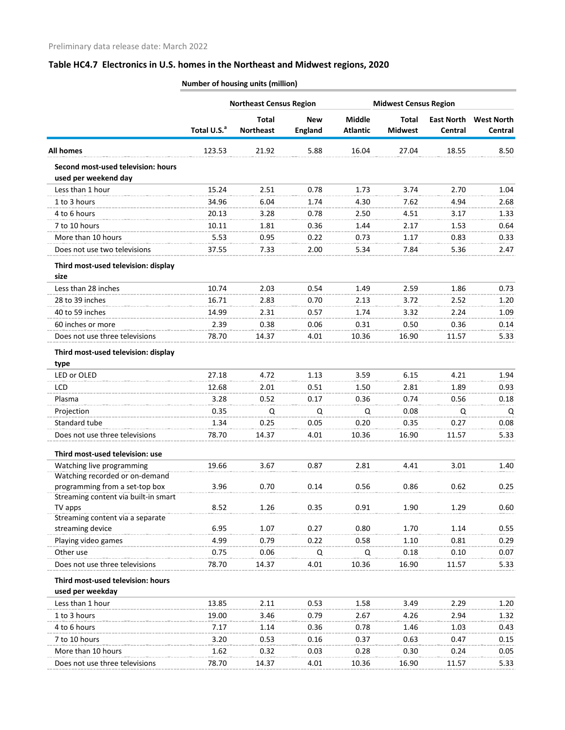Preliminary data release date: March 2022

## Table HC4.7 Electronics in U.S. homes in the Northeast and Midwest regions, 2020

| | Number of housing units (million) | | | | | | |
|---|---|---|---|---|---|---|---|
| | | Northeast Census Region | | | Midwest Census Region | | |
| | Total U.S.[a] | Total Northeast | New England | Middle Atlantic | Total Midwest | East North Central | West North Central |
| **All homes** | 123.53 | 21.92 | 5.88 | 16.04 | 27.04 | 18.55 | 8.50 |
| **Second most-used television: hours used per weekend day** | | | | | | | |
| Less than 1 hour | 15.24 | 2.51 | 0.78 | 1.73 | 3.74 | 2.70 | 1.04 |
| 1 to 3 hours | 34.96 | 6.04 | 1.74 | 4.30 | 7.62 | 4.94 | 2.68 |
| 4 to 6 hours | 20.13 | 3.28 | 0.78 | 2.50 | 4.51 | 3.17 | 1.33 |
| 7 to 10 hours | 10.11 | 1.81 | 0.36 | 1.44 | 2.17 | 1.53 | 0.64 |
| More than 10 hours | 5.53 | 0.95 | 0.22 | 0.73 | 1.17 | 0.83 | 0.33 |
| Does not use two televisions | 37.55 | 7.33 | 2.00 | 5.34 | 7.84 | 5.36 | 2.47 |
| **Third most-used television: display size** | | | | | | | |
| Less than 28 inches | 10.74 | 2.03 | 0.54 | 1.49 | 2.59 | 1.86 | 0.73 |
| 28 to 39 inches | 16.71 | 2.83 | 0.70 | 2.13 | 3.72 | 2.52 | 1.20 |
| 40 to 59 inches | 14.99 | 2.31 | 0.57 | 1.74 | 3.32 | 2.24 | 1.09 |
| 60 inches or more | 2.39 | 0.38 | 0.06 | 0.31 | 0.50 | 0.36 | 0.14 |
| Does not use three televisions | 78.70 | 14.37 | 4.01 | 10.36 | 16.90 | 11.57 | 5.33 |
| **Third most-used television: display type** | | | | | | | |
| LED or OLED | 27.18 | 4.72 | 1.13 | 3.59 | 6.15 | 4.21 | 1.94 |
| LCD | 12.68 | 2.01 | 0.51 | 1.50 | 2.81 | 1.89 | 0.93 |
| Plasma | 3.28 | 0.52 | 0.17 | 0.36 | 0.74 | 0.56 | 0.18 |
| Projection | 0.35 | Q | Q | Q | 0.08 | Q | Q |
| Standard tube | 1.34 | 0.25 | 0.05 | 0.20 | 0.35 | 0.27 | 0.08 |
| Does not use three televisions | 78.70 | 14.37 | 4.01 | 10.36 | 16.90 | 11.57 | 5.33 |
| **Third most-used television: use** | | | | | | | |
| Watching live programming | 19.66 | 3.67 | 0.87 | 2.81 | 4.41 | 3.01 | 1.40 |
| Watching recorded or on-demand programming from a set-top box | 3.96 | 0.70 | 0.14 | 0.56 | 0.86 | 0.62 | 0.25 |
| Streaming content via built-in smart TV apps | 8.52 | 1.26 | 0.35 | 0.91 | 1.90 | 1.29 | 0.60 |
| Streaming content via a separate streaming device | 6.95 | 1.07 | 0.27 | 0.80 | 1.70 | 1.14 | 0.55 |
| Playing video games | 4.99 | 0.79 | 0.22 | 0.58 | 1.10 | 0.81 | 0.29 |
| Other use | 0.75 | 0.06 | Q | Q | 0.18 | 0.10 | 0.07 |
| Does not use three televisions | 78.70 | 14.37 | 4.01 | 10.36 | 16.90 | 11.57 | 5.33 |
| **Third most-used television: hours used per weekday** | | | | | | | |
| Less than 1 hour | 13.85 | 2.11 | 0.53 | 1.58 | 3.49 | 2.29 | 1.20 |
| 1 to 3 hours | 19.00 | 3.46 | 0.79 | 2.67 | 4.26 | 2.94 | 1.32 |
| 4 to 6 hours | 7.17 | 1.14 | 0.36 | 0.78 | 1.46 | 1.03 | 0.43 |
| 7 to 10 hours | 3.20 | 0.53 | 0.16 | 0.37 | 0.63 | 0.47 | 0.15 |
| More than 10 hours | 1.62 | 0.32 | 0.03 | 0.28 | 0.30 | 0.24 | 0.05 |
| Does not use three televisions | 78.70 | 14.37 | 4.01 | 10.36 | 16.90 | 11.57 | 5.33 |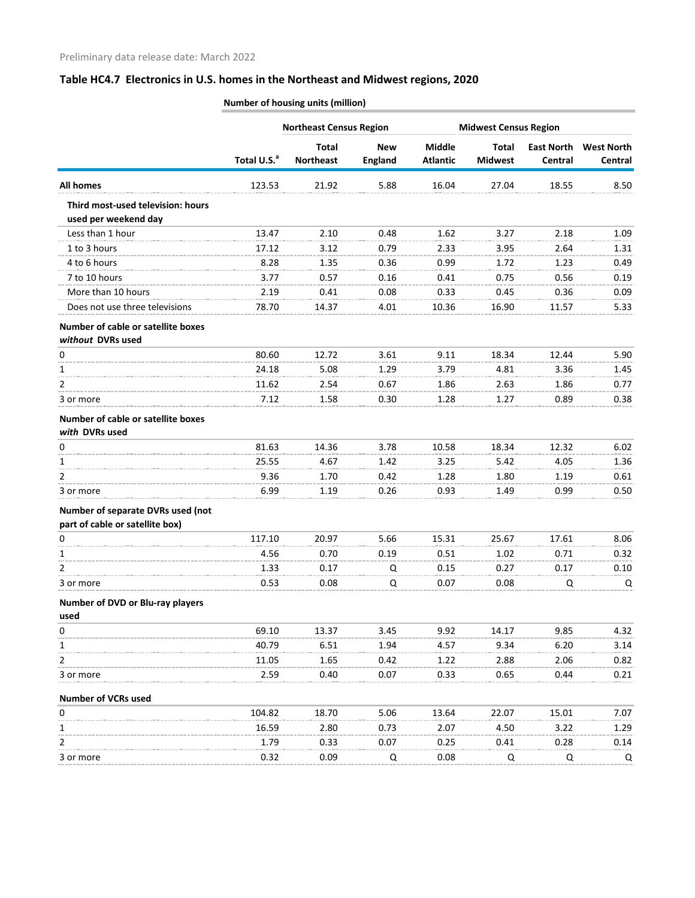Preliminary data release date: March 2022

## Table HC4.7 Electronics in U.S. homes in the Northeast and Midwest regions, 2020

Number of housing units (million)

| | | Northeast Census Region | | | Midwest Census Region | | |
|---|---|---|---|---|---|---|---|
| | Total U.S.[a] | Total Northeast | New England | Middle Atlantic | Total Midwest | East North Central | West North Central |
| **All homes** | 123.53 | 21.92 | 5.88 | 16.04 | 27.04 | 18.55 | 8.50 |
| **Third most-used television: hours used per weekend day** | | | | | | | |
| Less than 1 hour | 13.47 | 2.10 | 0.48 | 1.62 | 3.27 | 2.18 | 1.09 |
| 1 to 3 hours | 17.12 | 3.12 | 0.79 | 2.33 | 3.95 | 2.64 | 1.31 |
| 4 to 6 hours | 8.28 | 1.35 | 0.36 | 0.99 | 1.72 | 1.23 | 0.49 |
| 7 to 10 hours | 3.77 | 0.57 | 0.16 | 0.41 | 0.75 | 0.56 | 0.19 |
| More than 10 hours | 2.19 | 0.41 | 0.08 | 0.33 | 0.45 | 0.36 | 0.09 |
| Does not use three televisions | 78.70 | 14.37 | 4.01 | 10.36 | 16.90 | 11.57 | 5.33 |
| **Number of cable or satellite boxes *without* DVRs used** | | | | | | | |
| 0 | 80.60 | 12.72 | 3.61 | 9.11 | 18.34 | 12.44 | 5.90 |
| 1 | 24.18 | 5.08 | 1.29 | 3.79 | 4.81 | 3.36 | 1.45 |
| 2 | 11.62 | 2.54 | 0.67 | 1.86 | 2.63 | 1.86 | 0.77 |
| 3 or more | 7.12 | 1.58 | 0.30 | 1.28 | 1.27 | 0.89 | 0.38 |
| **Number of cable or satellite boxes *with* DVRs used** | | | | | | | |
| 0 | 81.63 | 14.36 | 3.78 | 10.58 | 18.34 | 12.32 | 6.02 |
| 1 | 25.55 | 4.67 | 1.42 | 3.25 | 5.42 | 4.05 | 1.36 |
| 2 | 9.36 | 1.70 | 0.42 | 1.28 | 1.80 | 1.19 | 0.61 |
| 3 or more | 6.99 | 1.19 | 0.26 | 0.93 | 1.49 | 0.99 | 0.50 |
| **Number of separate DVRs used (not part of cable or satellite box)** | | | | | | | |
| 0 | 117.10 | 20.97 | 5.66 | 15.31 | 25.67 | 17.61 | 8.06 |
| 1 | 4.56 | 0.70 | 0.19 | 0.51 | 1.02 | 0.71 | 0.32 |
| 2 | 1.33 | 0.17 | Q | 0.15 | 0.27 | 0.17 | 0.10 |
| 3 or more | 0.53 | 0.08 | Q | 0.07 | 0.08 | Q | Q |
| **Number of DVD or Blu-ray players used** | | | | | | | |
| 0 | 69.10 | 13.37 | 3.45 | 9.92 | 14.17 | 9.85 | 4.32 |
| 1 | 40.79 | 6.51 | 1.94 | 4.57 | 9.34 | 6.20 | 3.14 |
| 2 | 11.05 | 1.65 | 0.42 | 1.22 | 2.88 | 2.06 | 0.82 |
| 3 or more | 2.59 | 0.40 | 0.07 | 0.33 | 0.65 | 0.44 | 0.21 |
| **Number of VCRs used** | | | | | | | |
| 0 | 104.82 | 18.70 | 5.06 | 13.64 | 22.07 | 15.01 | 7.07 |
| 1 | 16.59 | 2.80 | 0.73 | 2.07 | 4.50 | 3.22 | 1.29 |
| 2 | 1.79 | 0.33 | 0.07 | 0.25 | 0.41 | 0.28 | 0.14 |
| 3 or more | 0.32 | 0.09 | Q | 0.08 | Q | Q | Q |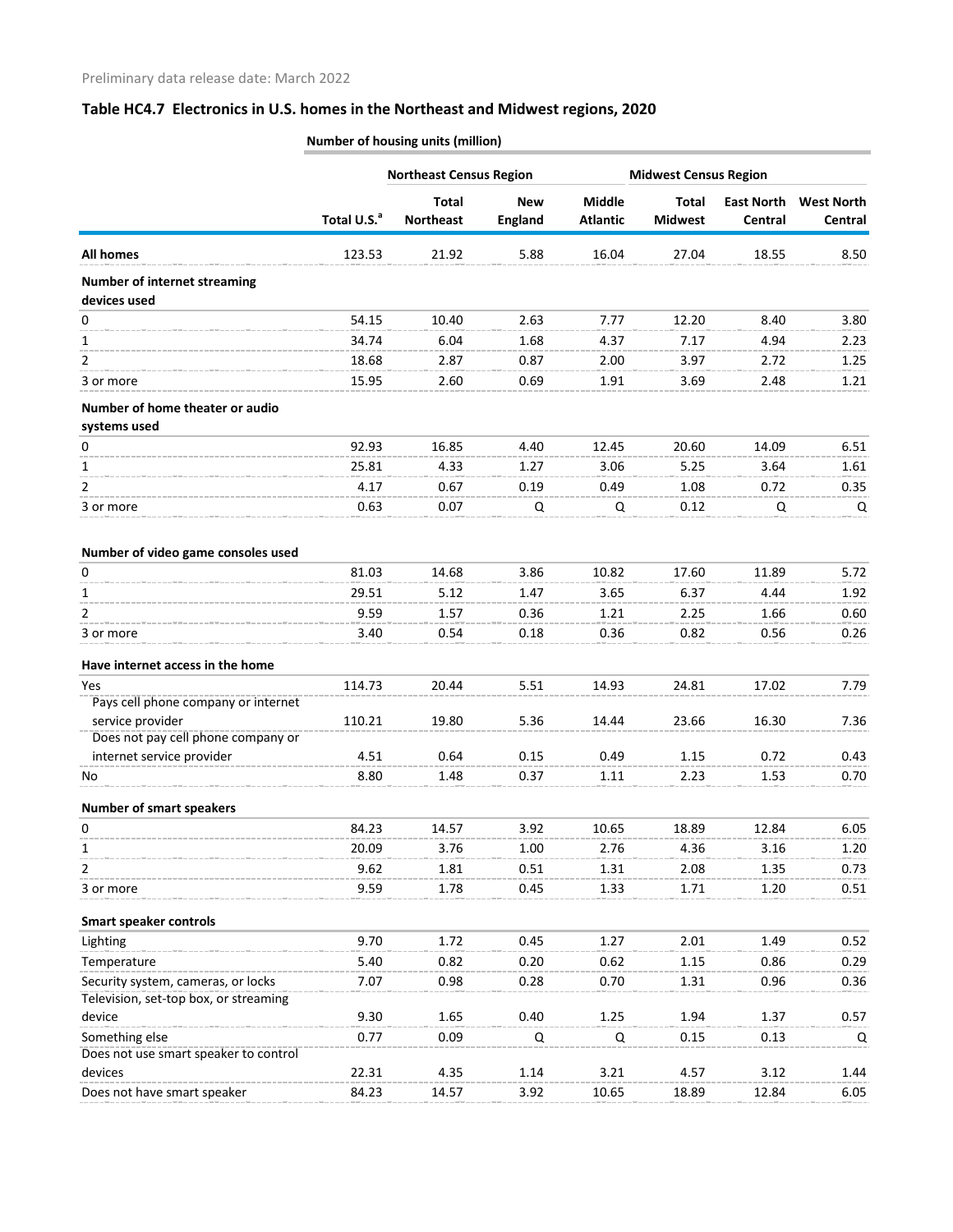Preliminary data release date: March 2022

## Table HC4.7 Electronics in U.S. homes in the Northeast and Midwest regions, 2020

| | Number of housing units (million) | | | | | | |
|---|---|---|---|---|---|---|---|
| | | Northeast Census Region | | | Midwest Census Region | | |
| | Total U.S.[a] | Total Northeast | New England | Middle Atlantic | Total Midwest | East North Central | West North Central |
| **All homes** | 123.53 | 21.92 | 5.88 | 16.04 | 27.04 | 18.55 | 8.50 |
| **Number of internet streaming devices used** | | | | | | | |
| 0 | 54.15 | 10.40 | 2.63 | 7.77 | 12.20 | 8.40 | 3.80 |
| 1 | 34.74 | 6.04 | 1.68 | 4.37 | 7.17 | 4.94 | 2.23 |
| 2 | 18.68 | 2.87 | 0.87 | 2.00 | 3.97 | 2.72 | 1.25 |
| 3 or more | 15.95 | 2.60 | 0.69 | 1.91 | 3.69 | 2.48 | 1.21 |
| **Number of home theater or audio systems used** | | | | | | | |
| 0 | 92.93 | 16.85 | 4.40 | 12.45 | 20.60 | 14.09 | 6.51 |
| 1 | 25.81 | 4.33 | 1.27 | 3.06 | 5.25 | 3.64 | 1.61 |
| 2 | 4.17 | 0.67 | 0.19 | 0.49 | 1.08 | 0.72 | 0.35 |
| 3 or more | 0.63 | 0.07 | Q | Q | 0.12 | Q | Q |
| **Number of video game consoles used** | | | | | | | |
| 0 | 81.03 | 14.68 | 3.86 | 10.82 | 17.60 | 11.89 | 5.72 |
| 1 | 29.51 | 5.12 | 1.47 | 3.65 | 6.37 | 4.44 | 1.92 |
| 2 | 9.59 | 1.57 | 0.36 | 1.21 | 2.25 | 1.66 | 0.60 |
| 3 or more | 3.40 | 0.54 | 0.18 | 0.36 | 0.82 | 0.56 | 0.26 |
| **Have internet access in the home** | | | | | | | |
| Yes | 114.73 | 20.44 | 5.51 | 14.93 | 24.81 | 17.02 | 7.79 |
| Pays cell phone company or internet service provider | 110.21 | 19.80 | 5.36 | 14.44 | 23.66 | 16.30 | 7.36 |
| Does not pay cell phone company or internet service provider | 4.51 | 0.64 | 0.15 | 0.49 | 1.15 | 0.72 | 0.43 |
| No | 8.80 | 1.48 | 0.37 | 1.11 | 2.23 | 1.53 | 0.70 |
| **Number of smart speakers** | | | | | | | |
| 0 | 84.23 | 14.57 | 3.92 | 10.65 | 18.89 | 12.84 | 6.05 |
| 1 | 20.09 | 3.76 | 1.00 | 2.76 | 4.36 | 3.16 | 1.20 |
| 2 | 9.62 | 1.81 | 0.51 | 1.31 | 2.08 | 1.35 | 0.73 |
| 3 or more | 9.59 | 1.78 | 0.45 | 1.33 | 1.71 | 1.20 | 0.51 |
| **Smart speaker controls** | | | | | | | |
| Lighting | 9.70 | 1.72 | 0.45 | 1.27 | 2.01 | 1.49 | 0.52 |
| Temperature | 5.40 | 0.82 | 0.20 | 0.62 | 1.15 | 0.86 | 0.29 |
| Security system, cameras, or locks | 7.07 | 0.98 | 0.28 | 0.70 | 1.31 | 0.96 | 0.36 |
| Television, set-top box, or streaming device | 9.30 | 1.65 | 0.40 | 1.25 | 1.94 | 1.37 | 0.57 |
| Something else | 0.77 | 0.09 | Q | Q | 0.15 | 0.13 | Q |
| Does not use smart speaker to control devices | 22.31 | 4.35 | 1.14 | 3.21 | 4.57 | 3.12 | 1.44 |
| Does not have smart speaker | 84.23 | 14.57 | 3.92 | 10.65 | 18.89 | 12.84 | 6.05 |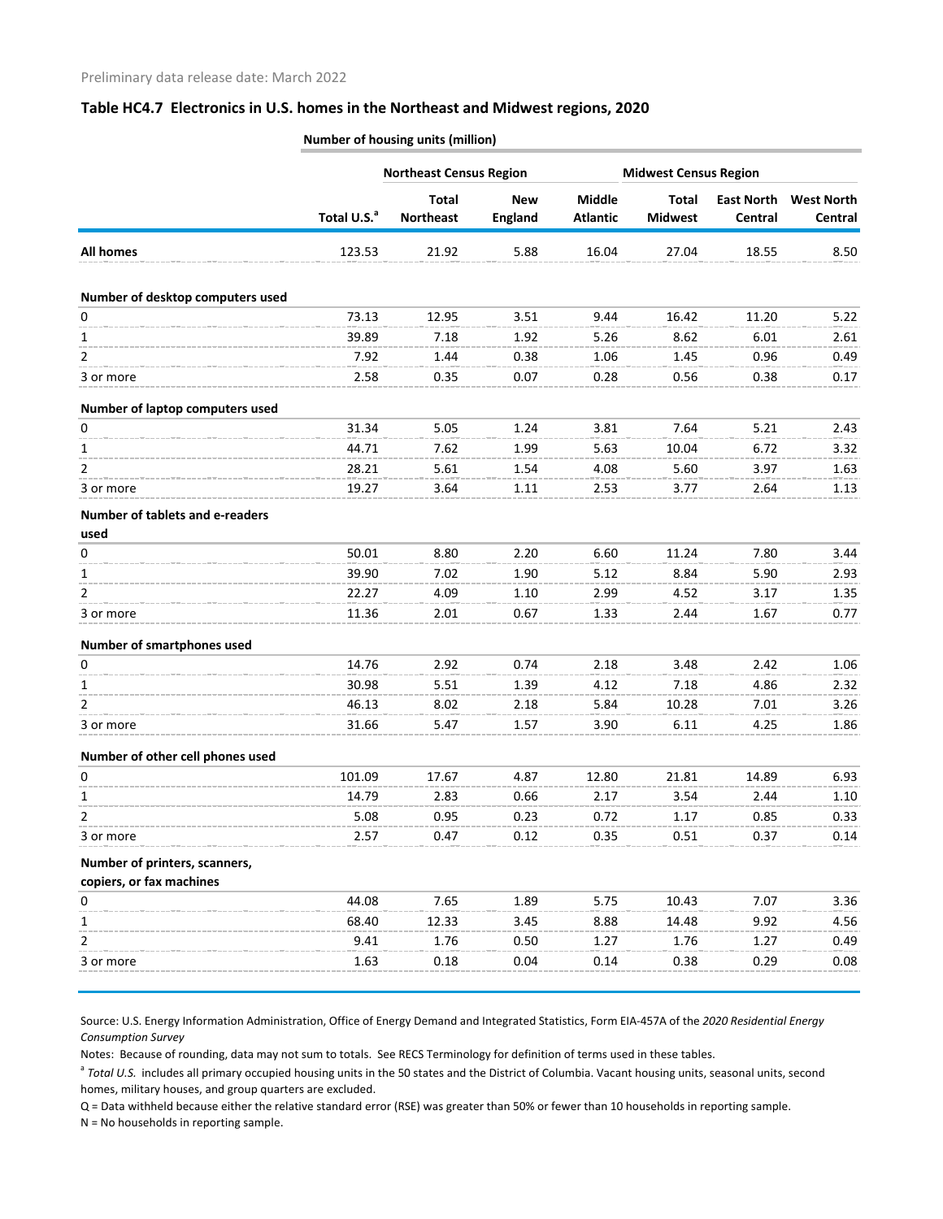Preliminary data release date: March 2022

## Table HC4.7 Electronics in U.S. homes in the Northeast and Midwest regions, 2020

| | Number of housing units (million) | | | | | | |
|---|---|---|---|---|---|---|---|
| | | Northeast Census Region | | | Midwest Census Region | | |
| | Total U.S.[a] | Total Northeast | New England | Middle Atlantic | Total Midwest | East North Central | West North Central |
| **All homes** | 123.53 | 21.92 | 5.88 | 16.04 | 27.04 | 18.55 | 8.50 |
| **Number of desktop computers used** | | | | | | | |
| 0 | 73.13 | 12.95 | 3.51 | 9.44 | 16.42 | 11.20 | 5.22 |
| 1 | 39.89 | 7.18 | 1.92 | 5.26 | 8.62 | 6.01 | 2.61 |
| 2 | 7.92 | 1.44 | 0.38 | 1.06 | 1.45 | 0.96 | 0.49 |
| 3 or more | 2.58 | 0.35 | 0.07 | 0.28 | 0.56 | 0.38 | 0.17 |
| **Number of laptop computers used** | | | | | | | |
| 0 | 31.34 | 5.05 | 1.24 | 3.81 | 7.64 | 5.21 | 2.43 |
| 1 | 44.71 | 7.62 | 1.99 | 5.63 | 10.04 | 6.72 | 3.32 |
| 2 | 28.21 | 5.61 | 1.54 | 4.08 | 5.60 | 3.97 | 1.63 |
| 3 or more | 19.27 | 3.64 | 1.11 | 2.53 | 3.77 | 2.64 | 1.13 |
| **Number of tablets and e-readers used** | | | | | | | |
| 0 | 50.01 | 8.80 | 2.20 | 6.60 | 11.24 | 7.80 | 3.44 |
| 1 | 39.90 | 7.02 | 1.90 | 5.12 | 8.84 | 5.90 | 2.93 |
| 2 | 22.27 | 4.09 | 1.10 | 2.99 | 4.52 | 3.17 | 1.35 |
| 3 or more | 11.36 | 2.01 | 0.67 | 1.33 | 2.44 | 1.67 | 0.77 |
| **Number of smartphones used** | | | | | | | |
| 0 | 14.76 | 2.92 | 0.74 | 2.18 | 3.48 | 2.42 | 1.06 |
| 1 | 30.98 | 5.51 | 1.39 | 4.12 | 7.18 | 4.86 | 2.32 |
| 2 | 46.13 | 8.02 | 2.18 | 5.84 | 10.28 | 7.01 | 3.26 |
| 3 or more | 31.66 | 5.47 | 1.57 | 3.90 | 6.11 | 4.25 | 1.86 |
| **Number of other cell phones used** | | | | | | | |
| 0 | 101.09 | 17.67 | 4.87 | 12.80 | 21.81 | 14.89 | 6.93 |
| 1 | 14.79 | 2.83 | 0.66 | 2.17 | 3.54 | 2.44 | 1.10 |
| 2 | 5.08 | 0.95 | 0.23 | 0.72 | 1.17 | 0.85 | 0.33 |
| 3 or more | 2.57 | 0.47 | 0.12 | 0.35 | 0.51 | 0.37 | 0.14 |
| **Number of printers, scanners, copiers, or fax machines** | | | | | | | |
| 0 | 44.08 | 7.65 | 1.89 | 5.75 | 10.43 | 7.07 | 3.36 |
| 1 | 68.40 | 12.33 | 3.45 | 8.88 | 14.48 | 9.92 | 4.56 |
| 2 | 9.41 | 1.76 | 0.50 | 1.27 | 1.76 | 1.27 | 0.49 |
| 3 or more | 1.63 | 0.18 | 0.04 | 0.14 | 0.38 | 0.29 | 0.08 |

Source: U.S. Energy Information Administration, Office of Energy Demand and Integrated Statistics, Form EIA-457A of the *2020 Residential Energy Consumption Survey*

Notes: Because of rounding, data may not sum to totals. See RECS Terminology for definition of terms used in these tables.

[a] *Total U.S.* includes all primary occupied housing units in the 50 states and the District of Columbia. Vacant housing units, seasonal units, second homes, military houses, and group quarters are excluded.

Q = Data withheld because either the relative standard error (RSE) was greater than 50% or fewer than 10 households in reporting sample.

N = No households in reporting sample.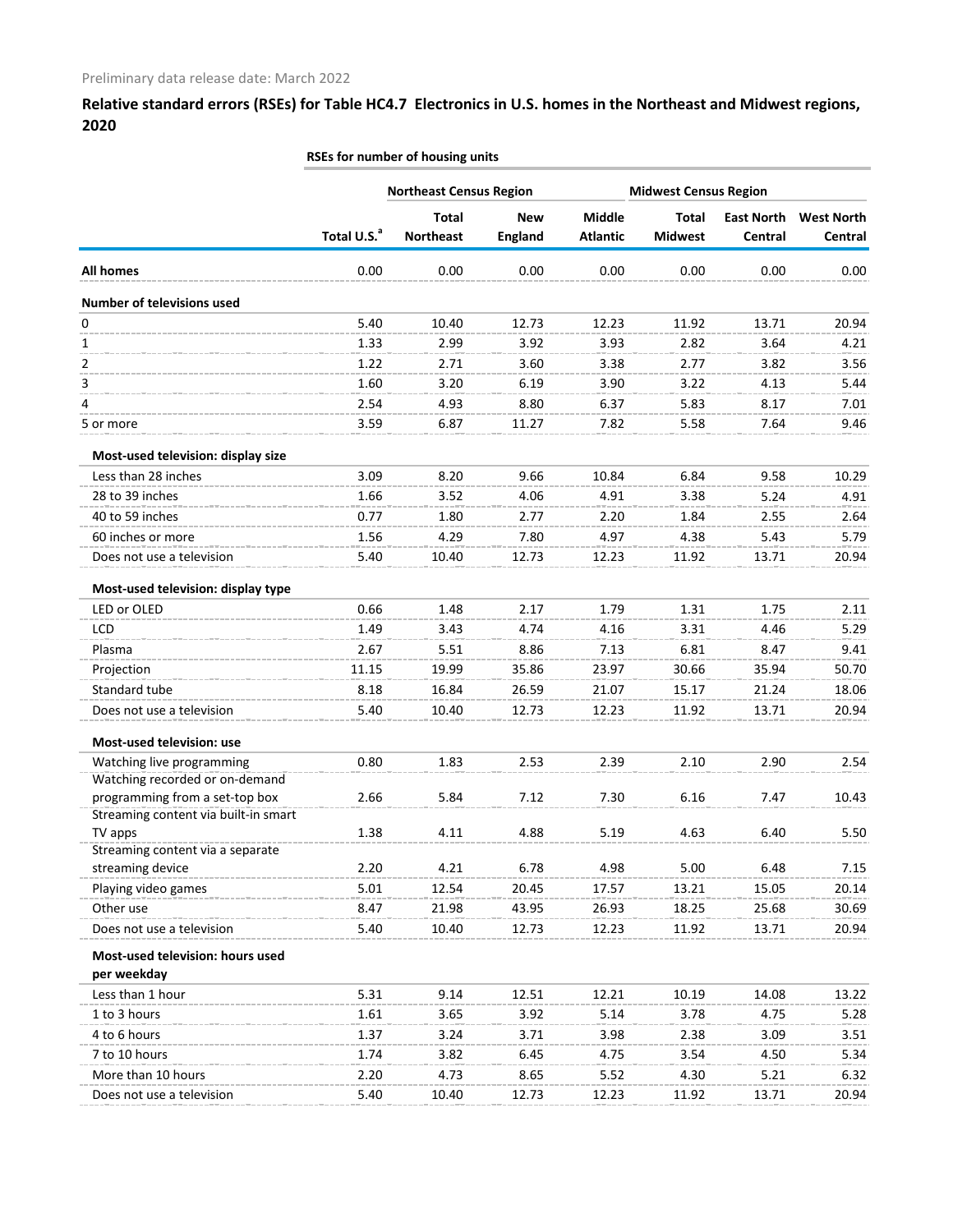Preliminary data release date: March 2022

## Relative standard errors (RSEs) for Table HC4.7 Electronics in U.S. homes in the Northeast and Midwest regions, 2020

| | RSEs for number of housing units | | | | | | |
|---|---|---|---|---|---|---|---|
| | | Northeast Census Region | | | Midwest Census Region | | |
| | Total U.S.[a] | Total Northeast | New England | Middle Atlantic | Total Midwest | East North Central | West North Central |
| **All homes** | 0.00 | 0.00 | 0.00 | 0.00 | 0.00 | 0.00 | 0.00 |
| **Number of televisions used** | | | | | | | |
| 0 | 5.40 | 10.40 | 12.73 | 12.23 | 11.92 | 13.71 | 20.94 |
| 1 | 1.33 | 2.99 | 3.92 | 3.93 | 2.82 | 3.64 | 4.21 |
| 2 | 1.22 | 2.71 | 3.60 | 3.38 | 2.77 | 3.82 | 3.56 |
| 3 | 1.60 | 3.20 | 6.19 | 3.90 | 3.22 | 4.13 | 5.44 |
| 4 | 2.54 | 4.93 | 8.80 | 6.37 | 5.83 | 8.17 | 7.01 |
| 5 or more | 3.59 | 6.87 | 11.27 | 7.82 | 5.58 | 7.64 | 9.46 |
| **Most-used television: display size** | | | | | | | |
| Less than 28 inches | 3.09 | 8.20 | 9.66 | 10.84 | 6.84 | 9.58 | 10.29 |
| 28 to 39 inches | 1.66 | 3.52 | 4.06 | 4.91 | 3.38 | 5.24 | 4.91 |
| 40 to 59 inches | 0.77 | 1.80 | 2.77 | 2.20 | 1.84 | 2.55 | 2.64 |
| 60 inches or more | 1.56 | 4.29 | 7.80 | 4.97 | 4.38 | 5.43 | 5.79 |
| Does not use a television | 5.40 | 10.40 | 12.73 | 12.23 | 11.92 | 13.71 | 20.94 |
| **Most-used television: display type** | | | | | | | |
| LED or OLED | 0.66 | 1.48 | 2.17 | 1.79 | 1.31 | 1.75 | 2.11 |
| LCD | 1.49 | 3.43 | 4.74 | 4.16 | 3.31 | 4.46 | 5.29 |
| Plasma | 2.67 | 5.51 | 8.86 | 7.13 | 6.81 | 8.47 | 9.41 |
| Projection | 11.15 | 19.99 | 35.86 | 23.97 | 30.66 | 35.94 | 50.70 |
| Standard tube | 8.18 | 16.84 | 26.59 | 21.07 | 15.17 | 21.24 | 18.06 |
| Does not use a television | 5.40 | 10.40 | 12.73 | 12.23 | 11.92 | 13.71 | 20.94 |
| **Most-used television: use** | | | | | | | |
| Watching live programming | 0.80 | 1.83 | 2.53 | 2.39 | 2.10 | 2.90 | 2.54 |
| Watching recorded or on-demand programming from a set-top box | 2.66 | 5.84 | 7.12 | 7.30 | 6.16 | 7.47 | 10.43 |
| Streaming content via built-in smart TV apps | 1.38 | 4.11 | 4.88 | 5.19 | 4.63 | 6.40 | 5.50 |
| Streaming content via a separate streaming device | 2.20 | 4.21 | 6.78 | 4.98 | 5.00 | 6.48 | 7.15 |
| Playing video games | 5.01 | 12.54 | 20.45 | 17.57 | 13.21 | 15.05 | 20.14 |
| Other use | 8.47 | 21.98 | 43.95 | 26.93 | 18.25 | 25.68 | 30.69 |
| Does not use a television | 5.40 | 10.40 | 12.73 | 12.23 | 11.92 | 13.71 | 20.94 |
| **Most-used television: hours used per weekday** | | | | | | | |
| Less than 1 hour | 5.31 | 9.14 | 12.51 | 12.21 | 10.19 | 14.08 | 13.22 |
| 1 to 3 hours | 1.61 | 3.65 | 3.92 | 5.14 | 3.78 | 4.75 | 5.28 |
| 4 to 6 hours | 1.37 | 3.24 | 3.71 | 3.98 | 2.38 | 3.09 | 3.51 |
| 7 to 10 hours | 1.74 | 3.82 | 6.45 | 4.75 | 3.54 | 4.50 | 5.34 |
| More than 10 hours | 2.20 | 4.73 | 8.65 | 5.52 | 4.30 | 5.21 | 6.32 |
| Does not use a television | 5.40 | 10.40 | 12.73 | 12.23 | 11.92 | 13.71 | 20.94 |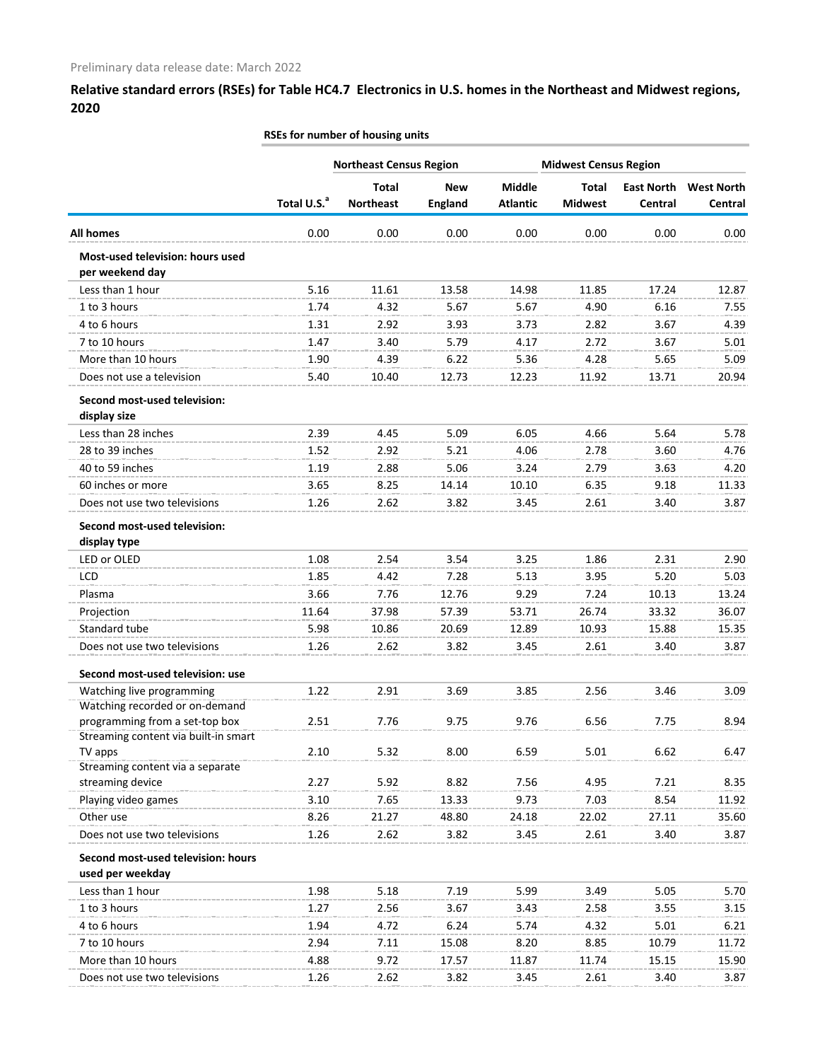Preliminary data release date: March 2022

## Relative standard errors (RSEs) for Table HC4.7 Electronics in U.S. homes in the Northeast and Midwest regions, 2020

| | RSEs for number of housing units | | | | | | |
|---|---|---|---|---|---|---|---|
| | | Northeast Census Region | | | Midwest Census Region | | |
| | Total U.S.[a] | Total Northeast | New England | Middle Atlantic | Total Midwest | East North Central | West North Central |
| **All homes** | 0.00 | 0.00 | 0.00 | 0.00 | 0.00 | 0.00 | 0.00 |
| **Most-used television: hours used per weekend day** | | | | | | | |
| Less than 1 hour | 5.16 | 11.61 | 13.58 | 14.98 | 11.85 | 17.24 | 12.87 |
| 1 to 3 hours | 1.74 | 4.32 | 5.67 | 5.67 | 4.90 | 6.16 | 7.55 |
| 4 to 6 hours | 1.31 | 2.92 | 3.93 | 3.73 | 2.82 | 3.67 | 4.39 |
| 7 to 10 hours | 1.47 | 3.40 | 5.79 | 4.17 | 2.72 | 3.67 | 5.01 |
| More than 10 hours | 1.90 | 4.39 | 6.22 | 5.36 | 4.28 | 5.65 | 5.09 |
| Does not use a television | 5.40 | 10.40 | 12.73 | 12.23 | 11.92 | 13.71 | 20.94 |
| **Second most-used television: display size** | | | | | | | |
| Less than 28 inches | 2.39 | 4.45 | 5.09 | 6.05 | 4.66 | 5.64 | 5.78 |
| 28 to 39 inches | 1.52 | 2.92 | 5.21 | 4.06 | 2.78 | 3.60 | 4.76 |
| 40 to 59 inches | 1.19 | 2.88 | 5.06 | 3.24 | 2.79 | 3.63 | 4.20 |
| 60 inches or more | 3.65 | 8.25 | 14.14 | 10.10 | 6.35 | 9.18 | 11.33 |
| Does not use two televisions | 1.26 | 2.62 | 3.82 | 3.45 | 2.61 | 3.40 | 3.87 |
| **Second most-used television: display type** | | | | | | | |
| LED or OLED | 1.08 | 2.54 | 3.54 | 3.25 | 1.86 | 2.31 | 2.90 |
| LCD | 1.85 | 4.42 | 7.28 | 5.13 | 3.95 | 5.20 | 5.03 |
| Plasma | 3.66 | 7.76 | 12.76 | 9.29 | 7.24 | 10.13 | 13.24 |
| Projection | 11.64 | 37.98 | 57.39 | 53.71 | 26.74 | 33.32 | 36.07 |
| Standard tube | 5.98 | 10.86 | 20.69 | 12.89 | 10.93 | 15.88 | 15.35 |
| Does not use two televisions | 1.26 | 2.62 | 3.82 | 3.45 | 2.61 | 3.40 | 3.87 |
| **Second most-used television: use** | | | | | | | |
| Watching live programming | 1.22 | 2.91 | 3.69 | 3.85 | 2.56 | 3.46 | 3.09 |
| Watching recorded or on-demand programming from a set-top box | 2.51 | 7.76 | 9.75 | 9.76 | 6.56 | 7.75 | 8.94 |
| Streaming content via built-in smart TV apps | 2.10 | 5.32 | 8.00 | 6.59 | 5.01 | 6.62 | 6.47 |
| Streaming content via a separate streaming device | 2.27 | 5.92 | 8.82 | 7.56 | 4.95 | 7.21 | 8.35 |
| Playing video games | 3.10 | 7.65 | 13.33 | 9.73 | 7.03 | 8.54 | 11.92 |
| Other use | 8.26 | 21.27 | 48.80 | 24.18 | 22.02 | 27.11 | 35.60 |
| Does not use two televisions | 1.26 | 2.62 | 3.82 | 3.45 | 2.61 | 3.40 | 3.87 |
| **Second most-used television: hours used per weekday** | | | | | | | |
| Less than 1 hour | 1.98 | 5.18 | 7.19 | 5.99 | 3.49 | 5.05 | 5.70 |
| 1 to 3 hours | 1.27 | 2.56 | 3.67 | 3.43 | 2.58 | 3.55 | 3.15 |
| 4 to 6 hours | 1.94 | 4.72 | 6.24 | 5.74 | 4.32 | 5.01 | 6.21 |
| 7 to 10 hours | 2.94 | 7.11 | 15.08 | 8.20 | 8.85 | 10.79 | 11.72 |
| More than 10 hours | 4.88 | 9.72 | 17.57 | 11.87 | 11.74 | 15.15 | 15.90 |
| Does not use two televisions | 1.26 | 2.62 | 3.82 | 3.45 | 2.61 | 3.40 | 3.87 |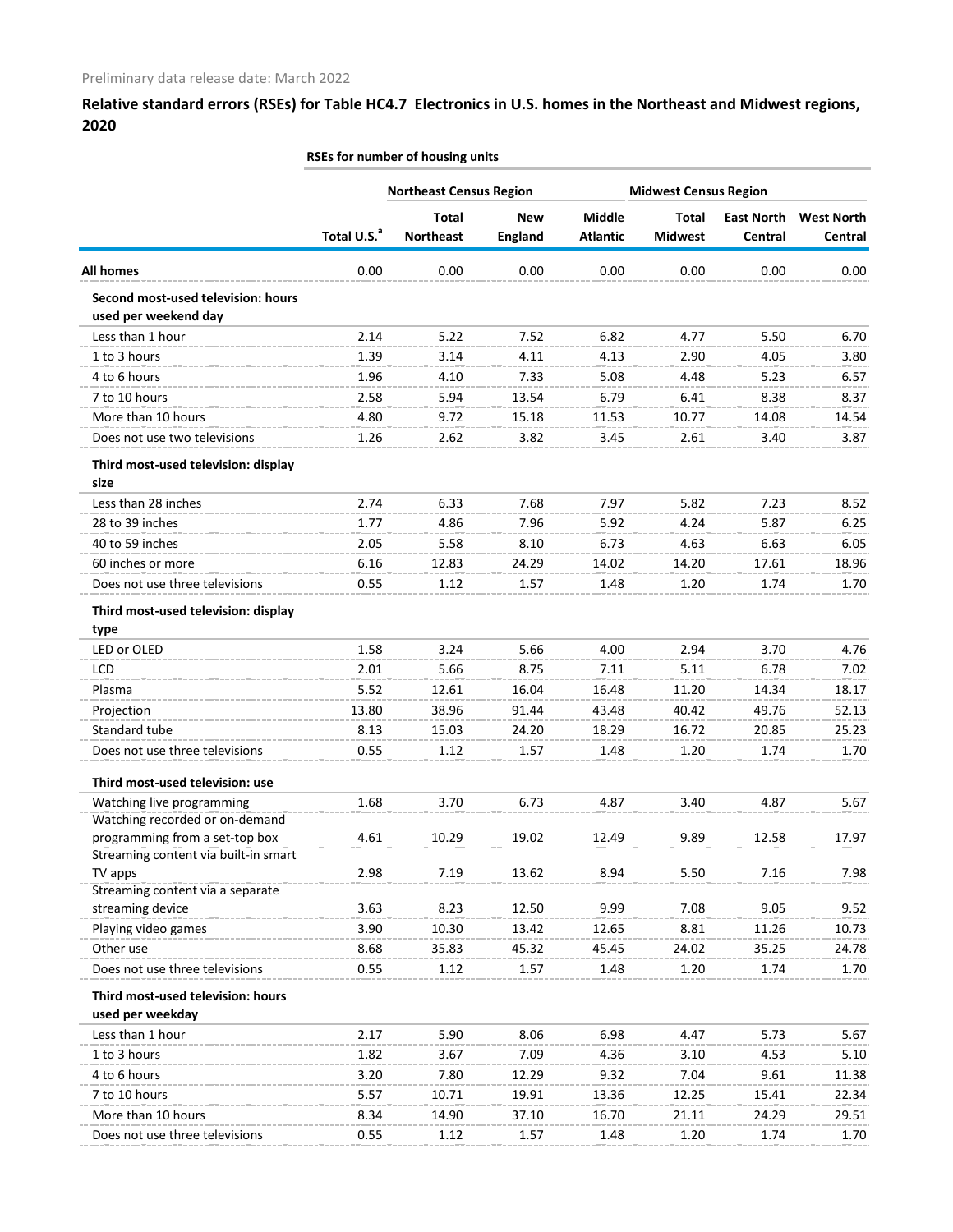Preliminary data release date: March 2022

## Relative standard errors (RSEs) for Table HC4.7 Electronics in U.S. homes in the Northeast and Midwest regions, 2020

| | RSEs for number of housing units | | | | | | |
|---|---|---|---|---|---|---|---|
| | | Northeast Census Region | | | Midwest Census Region | | |
| | Total U.S.[a] | Total Northeast | New England | Middle Atlantic | Total Midwest | East North Central | West North Central |
| **All homes** | 0.00 | 0.00 | 0.00 | 0.00 | 0.00 | 0.00 | 0.00 |
| **Second most-used television: hours used per weekend day** | | | | | | | |
| Less than 1 hour | 2.14 | 5.22 | 7.52 | 6.82 | 4.77 | 5.50 | 6.70 |
| 1 to 3 hours | 1.39 | 3.14 | 4.11 | 4.13 | 2.90 | 4.05 | 3.80 |
| 4 to 6 hours | 1.96 | 4.10 | 7.33 | 5.08 | 4.48 | 5.23 | 6.57 |
| 7 to 10 hours | 2.58 | 5.94 | 13.54 | 6.79 | 6.41 | 8.38 | 8.37 |
| More than 10 hours | 4.80 | 9.72 | 15.18 | 11.53 | 10.77 | 14.08 | 14.54 |
| Does not use two televisions | 1.26 | 2.62 | 3.82 | 3.45 | 2.61 | 3.40 | 3.87 |
| **Third most-used television: display size** | | | | | | | |
| Less than 28 inches | 2.74 | 6.33 | 7.68 | 7.97 | 5.82 | 7.23 | 8.52 |
| 28 to 39 inches | 1.77 | 4.86 | 7.96 | 5.92 | 4.24 | 5.87 | 6.25 |
| 40 to 59 inches | 2.05 | 5.58 | 8.10 | 6.73 | 4.63 | 6.63 | 6.05 |
| 60 inches or more | 6.16 | 12.83 | 24.29 | 14.02 | 14.20 | 17.61 | 18.96 |
| Does not use three televisions | 0.55 | 1.12 | 1.57 | 1.48 | 1.20 | 1.74 | 1.70 |
| **Third most-used television: display type** | | | | | | | |
| LED or OLED | 1.58 | 3.24 | 5.66 | 4.00 | 2.94 | 3.70 | 4.76 |
| LCD | 2.01 | 5.66 | 8.75 | 7.11 | 5.11 | 6.78 | 7.02 |
| Plasma | 5.52 | 12.61 | 16.04 | 16.48 | 11.20 | 14.34 | 18.17 |
| Projection | 13.80 | 38.96 | 91.44 | 43.48 | 40.42 | 49.76 | 52.13 |
| Standard tube | 8.13 | 15.03 | 24.20 | 18.29 | 16.72 | 20.85 | 25.23 |
| Does not use three televisions | 0.55 | 1.12 | 1.57 | 1.48 | 1.20 | 1.74 | 1.70 |
| **Third most-used television: use** | | | | | | | |
| Watching live programming | 1.68 | 3.70 | 6.73 | 4.87 | 3.40 | 4.87 | 5.67 |
| Watching recorded or on-demand programming from a set-top box | 4.61 | 10.29 | 19.02 | 12.49 | 9.89 | 12.58 | 17.97 |
| Streaming content via built-in smart TV apps | 2.98 | 7.19 | 13.62 | 8.94 | 5.50 | 7.16 | 7.98 |
| Streaming content via a separate streaming device | 3.63 | 8.23 | 12.50 | 9.99 | 7.08 | 9.05 | 9.52 |
| Playing video games | 3.90 | 10.30 | 13.42 | 12.65 | 8.81 | 11.26 | 10.73 |
| Other use | 8.68 | 35.83 | 45.32 | 45.45 | 24.02 | 35.25 | 24.78 |
| Does not use three televisions | 0.55 | 1.12 | 1.57 | 1.48 | 1.20 | 1.74 | 1.70 |
| **Third most-used television: hours used per weekday** | | | | | | | |
| Less than 1 hour | 2.17 | 5.90 | 8.06 | 6.98 | 4.47 | 5.73 | 5.67 |
| 1 to 3 hours | 1.82 | 3.67 | 7.09 | 4.36 | 3.10 | 4.53 | 5.10 |
| 4 to 6 hours | 3.20 | 7.80 | 12.29 | 9.32 | 7.04 | 9.61 | 11.38 |
| 7 to 10 hours | 5.57 | 10.71 | 19.91 | 13.36 | 12.25 | 15.41 | 22.34 |
| More than 10 hours | 8.34 | 14.90 | 37.10 | 16.70 | 21.11 | 24.29 | 29.51 |
| Does not use three televisions | 0.55 | 1.12 | 1.57 | 1.48 | 1.20 | 1.74 | 1.70 |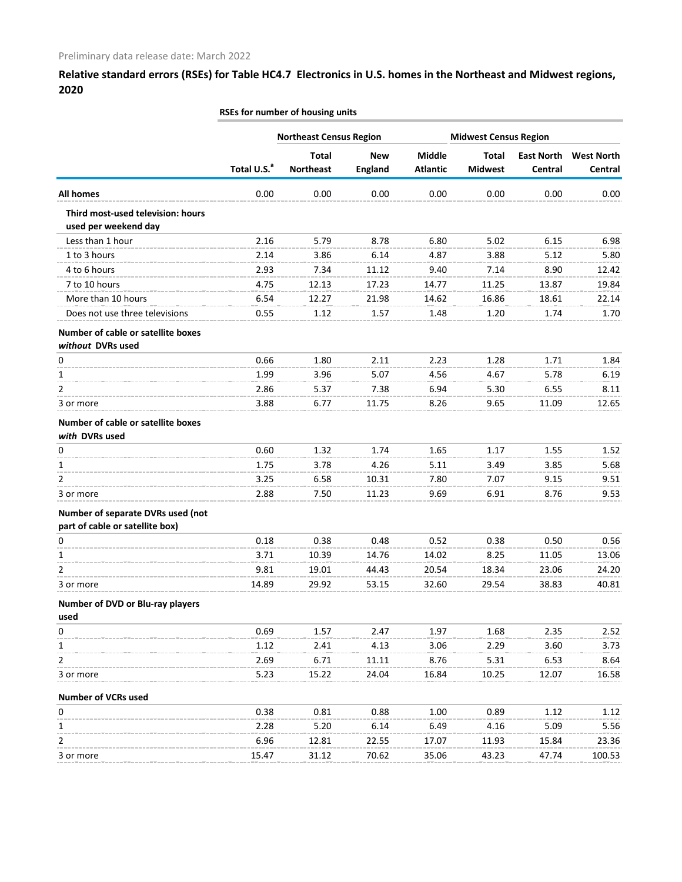Preliminary data release date: March 2022

## Relative standard errors (RSEs) for Table HC4.7 Electronics in U.S. homes in the Northeast and Midwest regions, 2020

| | RSEs for number of housing units | | | | | | |
|---|---|---|---|---|---|---|---|
| | | Northeast Census Region | | | Midwest Census Region | | |
| | Total U.S.[a] | Total Northeast | New England | Middle Atlantic | Total Midwest | East North Central | West North Central |
| **All homes** | 0.00 | 0.00 | 0.00 | 0.00 | 0.00 | 0.00 | 0.00 |
| **Third most-used television: hours used per weekend day** | | | | | | | |
| Less than 1 hour | 2.16 | 5.79 | 8.78 | 6.80 | 5.02 | 6.15 | 6.98 |
| 1 to 3 hours | 2.14 | 3.86 | 6.14 | 4.87 | 3.88 | 5.12 | 5.80 |
| 4 to 6 hours | 2.93 | 7.34 | 11.12 | 9.40 | 7.14 | 8.90 | 12.42 |
| 7 to 10 hours | 4.75 | 12.13 | 17.23 | 14.77 | 11.25 | 13.87 | 19.84 |
| More than 10 hours | 6.54 | 12.27 | 21.98 | 14.62 | 16.86 | 18.61 | 22.14 |
| Does not use three televisions | 0.55 | 1.12 | 1.57 | 1.48 | 1.20 | 1.74 | 1.70 |
| **Number of cable or satellite boxes *without* DVRs used** | | | | | | | |
| 0 | 0.66 | 1.80 | 2.11 | 2.23 | 1.28 | 1.71 | 1.84 |
| 1 | 1.99 | 3.96 | 5.07 | 4.56 | 4.67 | 5.78 | 6.19 |
| 2 | 2.86 | 5.37 | 7.38 | 6.94 | 5.30 | 6.55 | 8.11 |
| 3 or more | 3.88 | 6.77 | 11.75 | 8.26 | 9.65 | 11.09 | 12.65 |
| **Number of cable or satellite boxes *with* DVRs used** | | | | | | | |
| 0 | 0.60 | 1.32 | 1.74 | 1.65 | 1.17 | 1.55 | 1.52 |
| 1 | 1.75 | 3.78 | 4.26 | 5.11 | 3.49 | 3.85 | 5.68 |
| 2 | 3.25 | 6.58 | 10.31 | 7.80 | 7.07 | 9.15 | 9.51 |
| 3 or more | 2.88 | 7.50 | 11.23 | 9.69 | 6.91 | 8.76 | 9.53 |
| **Number of separate DVRs used (not part of cable or satellite box)** | | | | | | | |
| 0 | 0.18 | 0.38 | 0.48 | 0.52 | 0.38 | 0.50 | 0.56 |
| 1 | 3.71 | 10.39 | 14.76 | 14.02 | 8.25 | 11.05 | 13.06 |
| 2 | 9.81 | 19.01 | 44.43 | 20.54 | 18.34 | 23.06 | 24.20 |
| 3 or more | 14.89 | 29.92 | 53.15 | 32.60 | 29.54 | 38.83 | 40.81 |
| **Number of DVD or Blu-ray players used** | | | | | | | |
| 0 | 0.69 | 1.57 | 2.47 | 1.97 | 1.68 | 2.35 | 2.52 |
| 1 | 1.12 | 2.41 | 4.13 | 3.06 | 2.29 | 3.60 | 3.73 |
| 2 | 2.69 | 6.71 | 11.11 | 8.76 | 5.31 | 6.53 | 8.64 |
| 3 or more | 5.23 | 15.22 | 24.04 | 16.84 | 10.25 | 12.07 | 16.58 |
| **Number of VCRs used** | | | | | | | |
| 0 | 0.38 | 0.81 | 0.88 | 1.00 | 0.89 | 1.12 | 1.12 |
| 1 | 2.28 | 5.20 | 6.14 | 6.49 | 4.16 | 5.09 | 5.56 |
| 2 | 6.96 | 12.81 | 22.55 | 17.07 | 11.93 | 15.84 | 23.36 |
| 3 or more | 15.47 | 31.12 | 70.62 | 35.06 | 43.23 | 47.74 | 100.53 |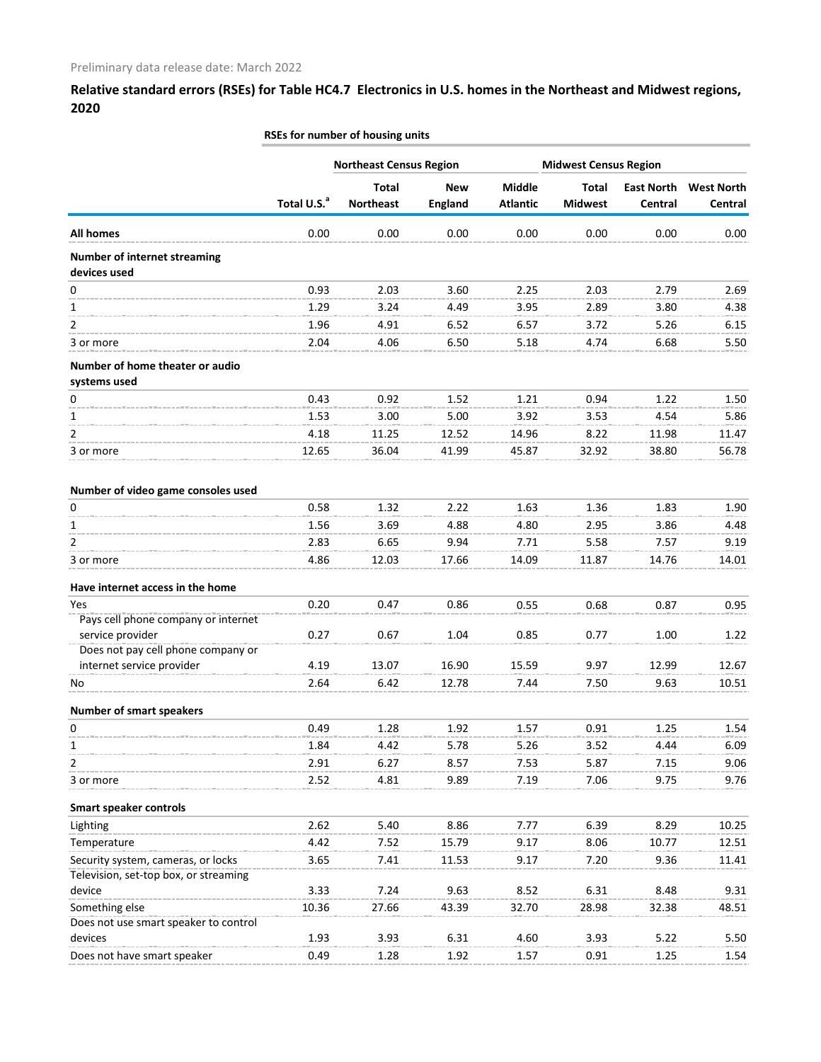Preliminary data release date: March 2022

## Relative standard errors (RSEs) for Table HC4.7 Electronics in U.S. homes in the Northeast and Midwest regions, 2020

| | RSEs for number of housing units | | | | | | |
|---|---|---|---|---|---|---|---|
| | | Northeast Census Region | | | Midwest Census Region | | |
| | Total U.S.[a] | Total Northeast | New England | Middle Atlantic | Total Midwest | East North Central | West North Central |
| **All homes** | 0.00 | 0.00 | 0.00 | 0.00 | 0.00 | 0.00 | 0.00 |
| **Number of internet streaming devices used** | | | | | | | |
| 0 | 0.93 | 2.03 | 3.60 | 2.25 | 2.03 | 2.79 | 2.69 |
| 1 | 1.29 | 3.24 | 4.49 | 3.95 | 2.89 | 3.80 | 4.38 |
| 2 | 1.96 | 4.91 | 6.52 | 6.57 | 3.72 | 5.26 | 6.15 |
| 3 or more | 2.04 | 4.06 | 6.50 | 5.18 | 4.74 | 6.68 | 5.50 |
| **Number of home theater or audio systems used** | | | | | | | |
| 0 | 0.43 | 0.92 | 1.52 | 1.21 | 0.94 | 1.22 | 1.50 |
| 1 | 1.53 | 3.00 | 5.00 | 3.92 | 3.53 | 4.54 | 5.86 |
| 2 | 4.18 | 11.25 | 12.52 | 14.96 | 8.22 | 11.98 | 11.47 |
| 3 or more | 12.65 | 36.04 | 41.99 | 45.87 | 32.92 | 38.80 | 56.78 |
| **Number of video game consoles used** | | | | | | | |
| 0 | 0.58 | 1.32 | 2.22 | 1.63 | 1.36 | 1.83 | 1.90 |
| 1 | 1.56 | 3.69 | 4.88 | 4.80 | 2.95 | 3.86 | 4.48 |
| 2 | 2.83 | 6.65 | 9.94 | 7.71 | 5.58 | 7.57 | 9.19 |
| 3 or more | 4.86 | 12.03 | 17.66 | 14.09 | 11.87 | 14.76 | 14.01 |
| **Have internet access in the home** | | | | | | | |
| Yes | 0.20 | 0.47 | 0.86 | 0.55 | 0.68 | 0.87 | 0.95 |
| Pays cell phone company or internet service provider | 0.27 | 0.67 | 1.04 | 0.85 | 0.77 | 1.00 | 1.22 |
| Does not pay cell phone company or internet service provider | 4.19 | 13.07 | 16.90 | 15.59 | 9.97 | 12.99 | 12.67 |
| No | 2.64 | 6.42 | 12.78 | 7.44 | 7.50 | 9.63 | 10.51 |
| **Number of smart speakers** | | | | | | | |
| 0 | 0.49 | 1.28 | 1.92 | 1.57 | 0.91 | 1.25 | 1.54 |
| 1 | 1.84 | 4.42 | 5.78 | 5.26 | 3.52 | 4.44 | 6.09 |
| 2 | 2.91 | 6.27 | 8.57 | 7.53 | 5.87 | 7.15 | 9.06 |
| 3 or more | 2.52 | 4.81 | 9.89 | 7.19 | 7.06 | 9.75 | 9.76 |
| **Smart speaker controls** | | | | | | | |
| Lighting | 2.62 | 5.40 | 8.86 | 7.77 | 6.39 | 8.29 | 10.25 |
| Temperature | 4.42 | 7.52 | 15.79 | 9.17 | 8.06 | 10.77 | 12.51 |
| Security system, cameras, or locks | 3.65 | 7.41 | 11.53 | 9.17 | 7.20 | 9.36 | 11.41 |
| Television, set-top box, or streaming device | 3.33 | 7.24 | 9.63 | 8.52 | 6.31 | 8.48 | 9.31 |
| Something else | 10.36 | 27.66 | 43.39 | 32.70 | 28.98 | 32.38 | 48.51 |
| Does not use smart speaker to control devices | 1.93 | 3.93 | 6.31 | 4.60 | 3.93 | 5.22 | 5.50 |
| Does not have smart speaker | 0.49 | 1.28 | 1.92 | 1.57 | 0.91 | 1.25 | 1.54 |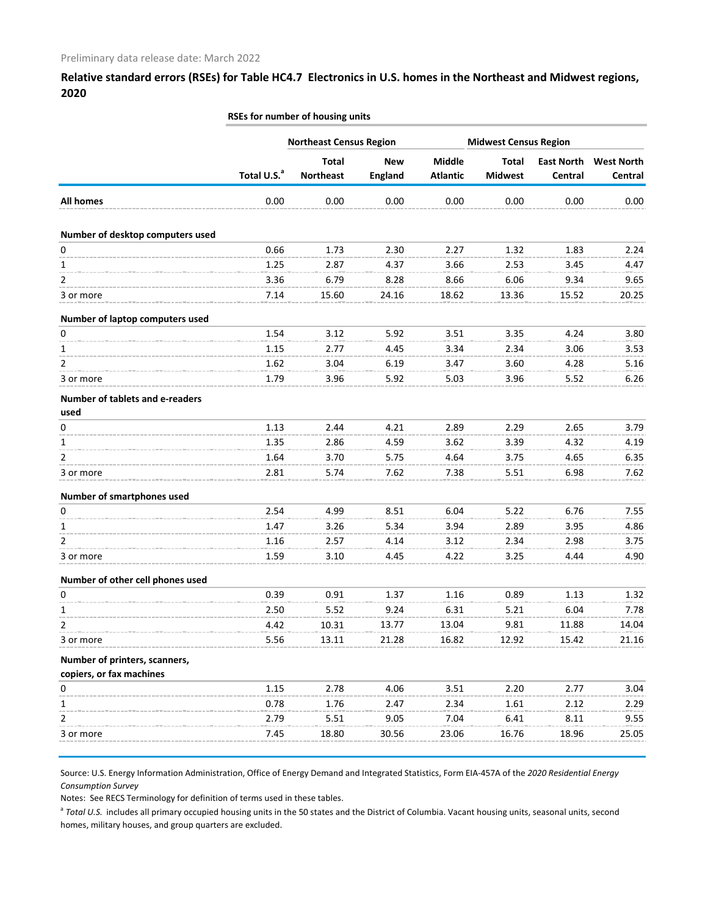Preliminary data release date: March 2022

## Relative standard errors (RSEs) for Table HC4.7 Electronics in U.S. homes in the Northeast and Midwest regions, 2020

| | RSEs for number of housing units | | | | | | |
|---|---|---|---|---|---|---|---|
| | | Northeast Census Region | | | Midwest Census Region | | |
| | Total U.S.[a] | Total Northeast | New England | Middle Atlantic | Total Midwest | East North Central | West North Central |
| **All homes** | 0.00 | 0.00 | 0.00 | 0.00 | 0.00 | 0.00 | 0.00 |
| **Number of desktop computers used** | | | | | | | |
| 0 | 0.66 | 1.73 | 2.30 | 2.27 | 1.32 | 1.83 | 2.24 |
| 1 | 1.25 | 2.87 | 4.37 | 3.66 | 2.53 | 3.45 | 4.47 |
| 2 | 3.36 | 6.79 | 8.28 | 8.66 | 6.06 | 9.34 | 9.65 |
| 3 or more | 7.14 | 15.60 | 24.16 | 18.62 | 13.36 | 15.52 | 20.25 |
| **Number of laptop computers used** | | | | | | | |
| 0 | 1.54 | 3.12 | 5.92 | 3.51 | 3.35 | 4.24 | 3.80 |
| 1 | 1.15 | 2.77 | 4.45 | 3.34 | 2.34 | 3.06 | 3.53 |
| 2 | 1.62 | 3.04 | 6.19 | 3.47 | 3.60 | 4.28 | 5.16 |
| 3 or more | 1.79 | 3.96 | 5.92 | 5.03 | 3.96 | 5.52 | 6.26 |
| **Number of tablets and e-readers used** | | | | | | | |
| 0 | 1.13 | 2.44 | 4.21 | 2.89 | 2.29 | 2.65 | 3.79 |
| 1 | 1.35 | 2.86 | 4.59 | 3.62 | 3.39 | 4.32 | 4.19 |
| 2 | 1.64 | 3.70 | 5.75 | 4.64 | 3.75 | 4.65 | 6.35 |
| 3 or more | 2.81 | 5.74 | 7.62 | 7.38 | 5.51 | 6.98 | 7.62 |
| **Number of smartphones used** | | | | | | | |
| 0 | 2.54 | 4.99 | 8.51 | 6.04 | 5.22 | 6.76 | 7.55 |
| 1 | 1.47 | 3.26 | 5.34 | 3.94 | 2.89 | 3.95 | 4.86 |
| 2 | 1.16 | 2.57 | 4.14 | 3.12 | 2.34 | 2.98 | 3.75 |
| 3 or more | 1.59 | 3.10 | 4.45 | 4.22 | 3.25 | 4.44 | 4.90 |
| **Number of other cell phones used** | | | | | | | |
| 0 | 0.39 | 0.91 | 1.37 | 1.16 | 0.89 | 1.13 | 1.32 |
| 1 | 2.50 | 5.52 | 9.24 | 6.31 | 5.21 | 6.04 | 7.78 |
| 2 | 4.42 | 10.31 | 13.77 | 13.04 | 9.81 | 11.88 | 14.04 |
| 3 or more | 5.56 | 13.11 | 21.28 | 16.82 | 12.92 | 15.42 | 21.16 |
| **Number of printers, scanners, copiers, or fax machines** | | | | | | | |
| 0 | 1.15 | 2.78 | 4.06 | 3.51 | 2.20 | 2.77 | 3.04 |
| 1 | 0.78 | 1.76 | 2.47 | 2.34 | 1.61 | 2.12 | 2.29 |
| 2 | 2.79 | 5.51 | 9.05 | 7.04 | 6.41 | 8.11 | 9.55 |
| 3 or more | 7.45 | 18.80 | 30.56 | 23.06 | 16.76 | 18.96 | 25.05 |

Source: U.S. Energy Information Administration, Office of Energy Demand and Integrated Statistics, Form EIA-457A of the *2020 Residential Energy Consumption Survey*

Notes: See RECS Terminology for definition of terms used in these tables.

[a] *Total U.S.* includes all primary occupied housing units in the 50 states and the District of Columbia. Vacant housing units, seasonal units, second homes, military houses, and group quarters are excluded.